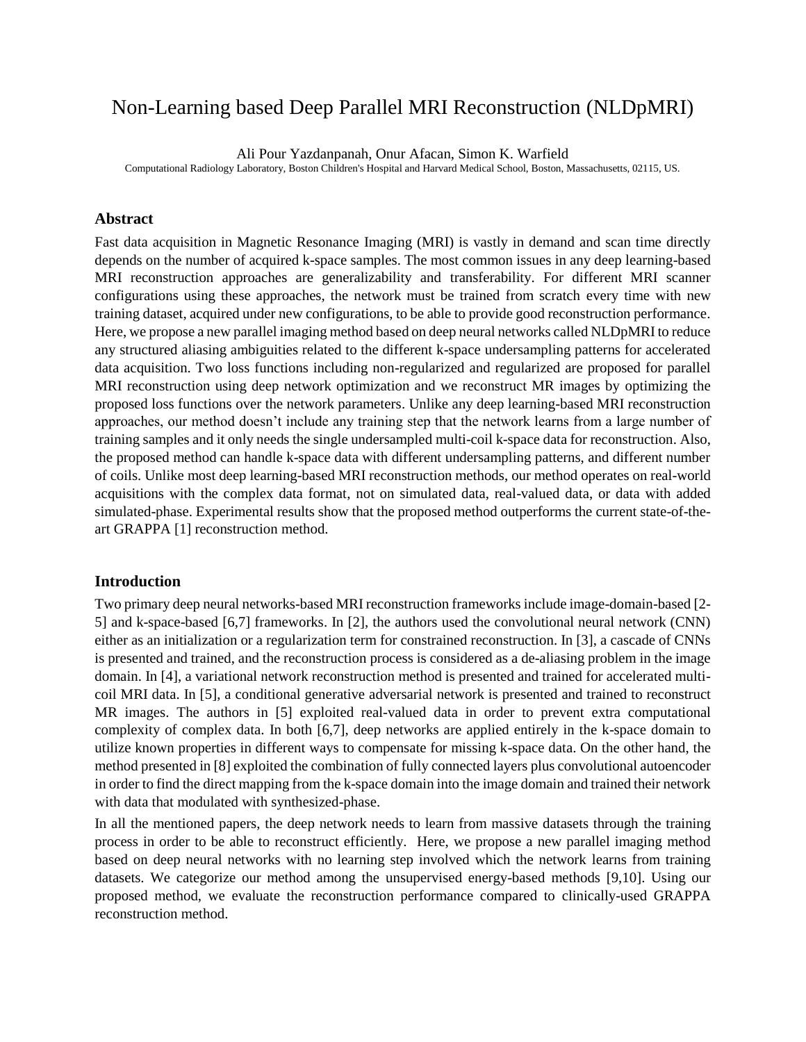# Non-Learning based Deep Parallel MRI Reconstruction (NLDpMRI)

Ali Pour Yazdanpanah, Onur Afacan, Simon K. Warfield

Computational Radiology Laboratory, Boston Children's Hospital and Harvard Medical School, Boston, Massachusetts, 02115, US.

## Abstract

Fast data acquisition in Magnetic Resonance Imaging (MRI) is vastly in demand and scan time directly depends on the number of acquired k-space samples. The most common issues in any deep learning-based MRI reconstruction approaches are generalizability and transferability. For different MRI scanner configurations using these approaches, the network must be trained from scratch every time with new training dataset, acquired under new configurations, to be able to provide good reconstruction performance. Here, we propose a new parallel imaging method based on deep neural networks called NLDpMRI to reduce any structured aliasing ambiguities related to the different k-space undersampling patterns for accelerated data acquisition. Two loss functions including non-regularized and regularized are proposed for parallel MRI reconstruction using deep network optimization and we reconstruct MR images by optimizing the proposed loss functions over the network parameters. Unlike any deep learning-based MRI reconstruction approaches, our method doesn't include any training step that the network learns from a large number of training samples and it only needs the single undersampled multi-coil k-space data for reconstruction. Also, the proposed method can handle k-space data with different undersampling patterns, and different number of coils. Unlike most deep learning-based MRI reconstruction methods, our method operates on real-world acquisitions with the complex data format, not on simulated data, real-valued data, or data with added simulated-phase. Experimental results show that the proposed method outperforms the current state-of-the-art GRAPPA [1] reconstruction method.

## Introduction

Two primary deep neural networks-based MRI reconstruction frameworks include image-domain-based [2-5] and k-space-based [6,7] frameworks. In [2], the authors used the convolutional neural network (CNN) either as an initialization or a regularization term for constrained reconstruction. In [3], a cascade of CNNs is presented and trained, and the reconstruction process is considered as a de-aliasing problem in the image domain. In [4], a variational network reconstruction method is presented and trained for accelerated multi-coil MRI data. In [5], a conditional generative adversarial network is presented and trained to reconstruct MR images. The authors in [5] exploited real-valued data in order to prevent extra computational complexity of complex data. In both [6,7], deep networks are applied entirely in the k-space domain to utilize known properties in different ways to compensate for missing k-space data. On the other hand, the method presented in [8] exploited the combination of fully connected layers plus convolutional autoencoder in order to find the direct mapping from the k-space domain into the image domain and trained their network with data that modulated with synthesized-phase.

In all the mentioned papers, the deep network needs to learn from massive datasets through the training process in order to be able to reconstruct efficiently. Here, we propose a new parallel imaging method based on deep neural networks with no learning step involved which the network learns from training datasets. We categorize our method among the unsupervised energy-based methods [9,10]. Using our proposed method, we evaluate the reconstruction performance compared to clinically-used GRAPPA reconstruction method.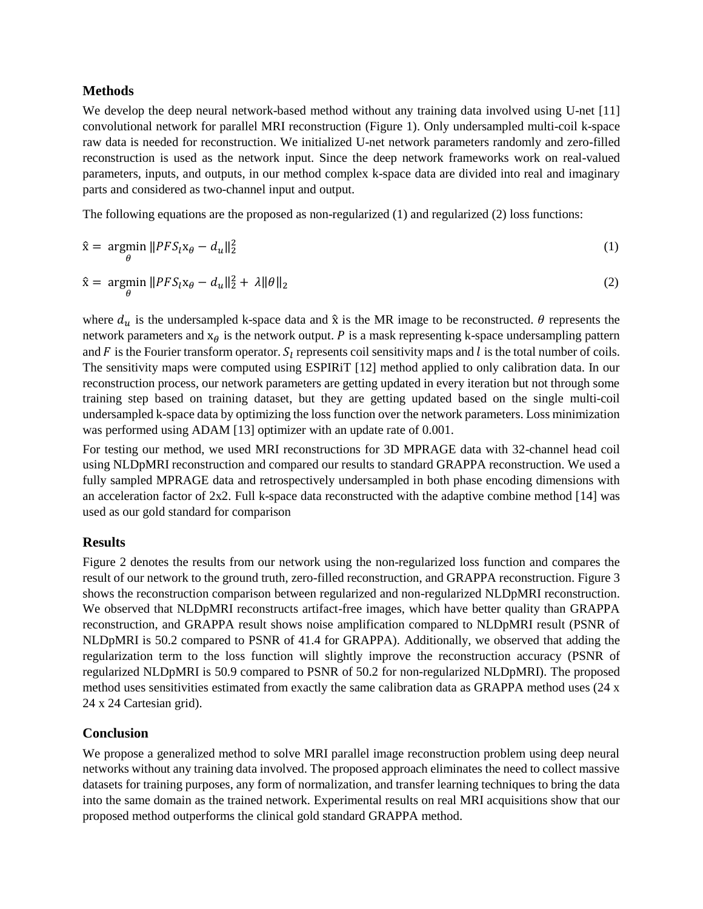## Methods

We develop the deep neural network-based method without any training data involved using U-net [11] convolutional network for parallel MRI reconstruction (Figure 1). Only undersampled multi-coil k-space raw data is needed for reconstruction. We initialized U-net network parameters randomly and zero-filled reconstruction is used as the network input. Since the deep network frameworks work on real-valued parameters, inputs, and outputs, in our method complex k-space data are divided into real and imaginary parts and considered as two-channel input and output.

The following equations are the proposed as non-regularized (1) and regularized (2) loss functions:

$$\hat{\mathrm{x}} = \underset{\theta}{\operatorname{argmin}} \, \|PFS_l \mathrm{x}_\theta - d_u\|_2^2 \tag{1}$$

$$\hat{\mathrm{x}} = \underset{\theta}{\operatorname{argmin}} \, \|PFS_l \mathrm{x}_\theta - d_u\|_2^2 + \lambda\|\theta\|_2 \tag{2}$$

where $d_u$ is the undersampled k-space data and $\hat{\mathrm{x}}$ is the MR image to be reconstructed. $\theta$ represents the network parameters and $\mathrm{x}_\theta$ is the network output. $P$ is a mask representing k-space undersampling pattern and $F$ is the Fourier transform operator. $S_l$ represents coil sensitivity maps and $l$ is the total number of coils. The sensitivity maps were computed using ESPIRiT [12] method applied to only calibration data. In our reconstruction process, our network parameters are getting updated in every iteration but not through some training step based on training dataset, but they are getting updated based on the single multi-coil undersampled k-space data by optimizing the loss function over the network parameters. Loss minimization was performed using ADAM [13] optimizer with an update rate of 0.001.

For testing our method, we used MRI reconstructions for 3D MPRAGE data with 32-channel head coil using NLDpMRI reconstruction and compared our results to standard GRAPPA reconstruction. We used a fully sampled MPRAGE data and retrospectively undersampled in both phase encoding dimensions with an acceleration factor of 2x2. Full k-space data reconstructed with the adaptive combine method [14] was used as our gold standard for comparison

## Results

Figure 2 denotes the results from our network using the non-regularized loss function and compares the result of our network to the ground truth, zero-filled reconstruction, and GRAPPA reconstruction. Figure 3 shows the reconstruction comparison between regularized and non-regularized NLDpMRI reconstruction. We observed that NLDpMRI reconstructs artifact-free images, which have better quality than GRAPPA reconstruction, and GRAPPA result shows noise amplification compared to NLDpMRI result (PSNR of NLDpMRI is 50.2 compared to PSNR of 41.4 for GRAPPA). Additionally, we observed that adding the regularization term to the loss function will slightly improve the reconstruction accuracy (PSNR of regularized NLDpMRI is 50.9 compared to PSNR of 50.2 for non-regularized NLDpMRI). The proposed method uses sensitivities estimated from exactly the same calibration data as GRAPPA method uses (24 x 24 x 24 Cartesian grid).

## Conclusion

We propose a generalized method to solve MRI parallel image reconstruction problem using deep neural networks without any training data involved. The proposed approach eliminates the need to collect massive datasets for training purposes, any form of normalization, and transfer learning techniques to bring the data into the same domain as the trained network. Experimental results on real MRI acquisitions show that our proposed method outperforms the clinical gold standard GRAPPA method.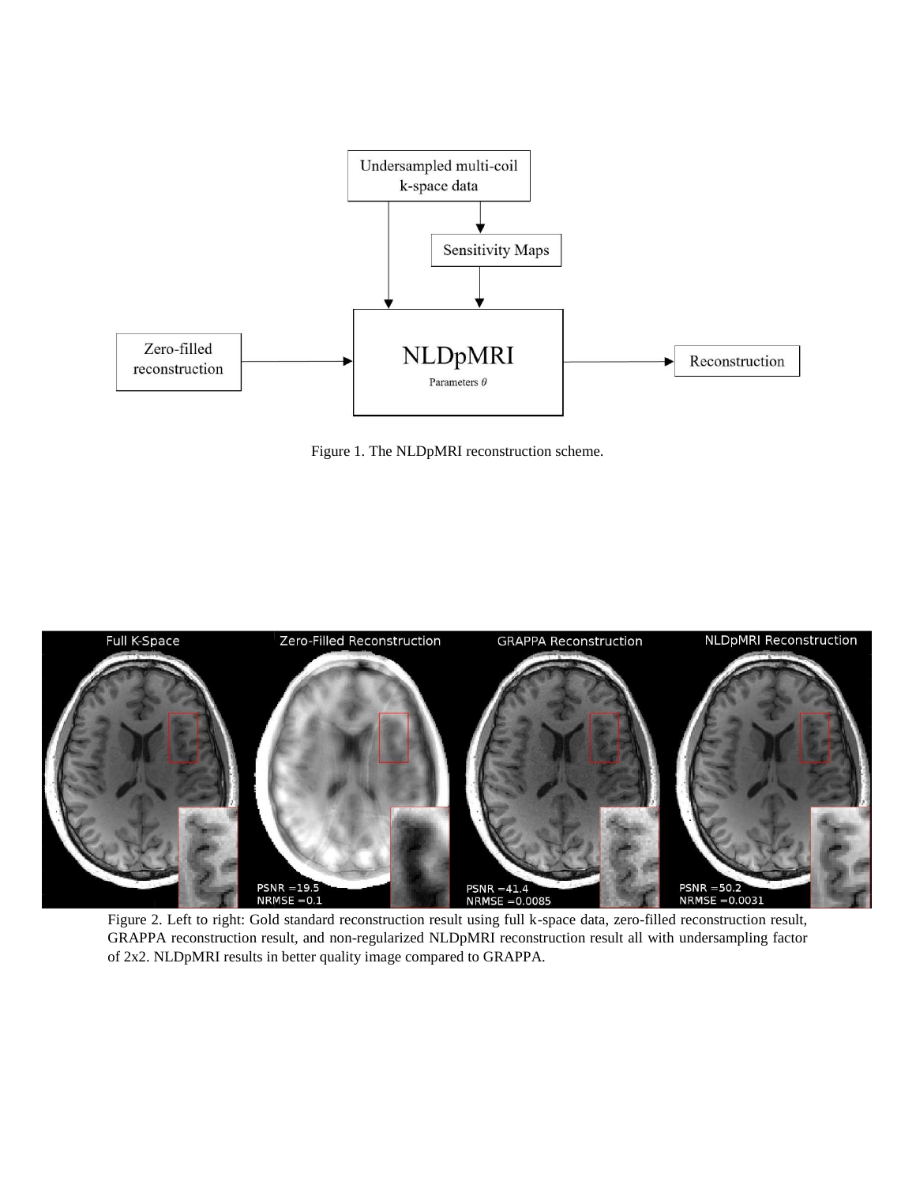Undersampled multi-coil k-space data

Sensitivity Maps

Zero-filled reconstruction

NLDpMRI

Parameters $\theta$

Reconstruction

Figure 1. The NLDpMRI reconstruction scheme.

Full K-Space

Zero-Filled Reconstruction

GRAPPA Reconstruction

NLDpMRI Reconstruction

PSNR =19.5
NRMSE =0.1

PSNR =41.4
NRMSE =0.0085

PSNR =50.2
NRMSE =0.0031

Figure 2. Left to right: Gold standard reconstruction result using full k-space data, zero-filled reconstruction result, GRAPPA reconstruction result, and non-regularized NLDpMRI reconstruction result all with undersampling factor of 2x2. NLDpMRI results in better quality image compared to GRAPPA.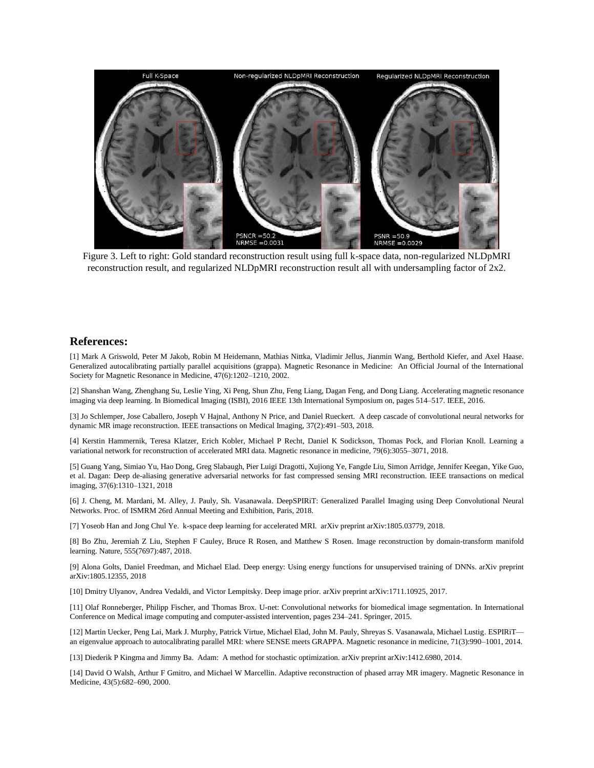Full K-Space

Non-regularized NLDpMRI Reconstruction

Regularized NLDpMRI Reconstruction

PSNCR =50.2
NRMSE =0.0031

PSNR =50.9
NRMSE =0.0029

Figure 3. Left to right: Gold standard reconstruction result using full k-space data, non-regularized NLDpMRI reconstruction result, and regularized NLDpMRI reconstruction result all with undersampling factor of 2x2.

## References:

[1] Mark A Griswold, Peter M Jakob, Robin M Heidemann, Mathias Nittka, Vladimir Jellus, Jianmin Wang, Berthold Kiefer, and Axel Haase. Generalized autocalibrating partially parallel acquisitions (grappa). Magnetic Resonance in Medicine: An Official Journal of the International Society for Magnetic Resonance in Medicine, 47(6):1202–1210, 2002.

[2] Shanshan Wang, Zhenghang Su, Leslie Ying, Xi Peng, Shun Zhu, Feng Liang, Dagan Feng, and Dong Liang. Accelerating magnetic resonance imaging via deep learning. In Biomedical Imaging (ISBI), 2016 IEEE 13th International Symposium on, pages 514–517. IEEE, 2016.

[3] Jo Schlemper, Jose Caballero, Joseph V Hajnal, Anthony N Price, and Daniel Rueckert. A deep cascade of convolutional neural networks for dynamic MR image reconstruction. IEEE transactions on Medical Imaging, 37(2):491–503, 2018.

[4] Kerstin Hammernik, Teresa Klatzer, Erich Kobler, Michael P Recht, Daniel K Sodickson, Thomas Pock, and Florian Knoll. Learning a variational network for reconstruction of accelerated MRI data. Magnetic resonance in medicine, 79(6):3055–3071, 2018.

[5] Guang Yang, Simiao Yu, Hao Dong, Greg Slabaugh, Pier Luigi Dragotti, Xujiong Ye, Fangde Liu, Simon Arridge, Jennifer Keegan, Yike Guo, et al. Dagan: Deep de-aliasing generative adversarial networks for fast compressed sensing MRI reconstruction. IEEE transactions on medical imaging, 37(6):1310–1321, 2018

[6] J. Cheng, M. Mardani, M. Alley, J. Pauly, Sh. Vasanawala. DeepSPIRiT: Generalized Parallel Imaging using Deep Convolutional Neural Networks. Proc. of ISMRM 26rd Annual Meeting and Exhibition, Paris, 2018.

[7] Yoseob Han and Jong Chul Ye. k-space deep learning for accelerated MRI. arXiv preprint arXiv:1805.03779, 2018.

[8] Bo Zhu, Jeremiah Z Liu, Stephen F Cauley, Bruce R Rosen, and Matthew S Rosen. Image reconstruction by domain-transform manifold learning. Nature, 555(7697):487, 2018.

[9] Alona Golts, Daniel Freedman, and Michael Elad. Deep energy: Using energy functions for unsupervised training of DNNs. arXiv preprint arXiv:1805.12355, 2018

[10] Dmitry Ulyanov, Andrea Vedaldi, and Victor Lempitsky. Deep image prior. arXiv preprint arXiv:1711.10925, 2017.

[11] Olaf Ronneberger, Philipp Fischer, and Thomas Brox. U-net: Convolutional networks for biomedical image segmentation. In International Conference on Medical image computing and computer-assisted intervention, pages 234–241. Springer, 2015.

[12] Martin Uecker, Peng Lai, Mark J. Murphy, Patrick Virtue, Michael Elad, John M. Pauly, Shreyas S. Vasanawala, Michael Lustig. ESPIRiT—an eigenvalue approach to autocalibrating parallel MRI: where SENSE meets GRAPPA. Magnetic resonance in medicine, 71(3):990–1001, 2014.

[13] Diederik P Kingma and Jimmy Ba. Adam: A method for stochastic optimization. arXiv preprint arXiv:1412.6980, 2014.

[14] David O Walsh, Arthur F Gmitro, and Michael W Marcellin. Adaptive reconstruction of phased array MR imagery. Magnetic Resonance in Medicine, 43(5):682–690, 2000.